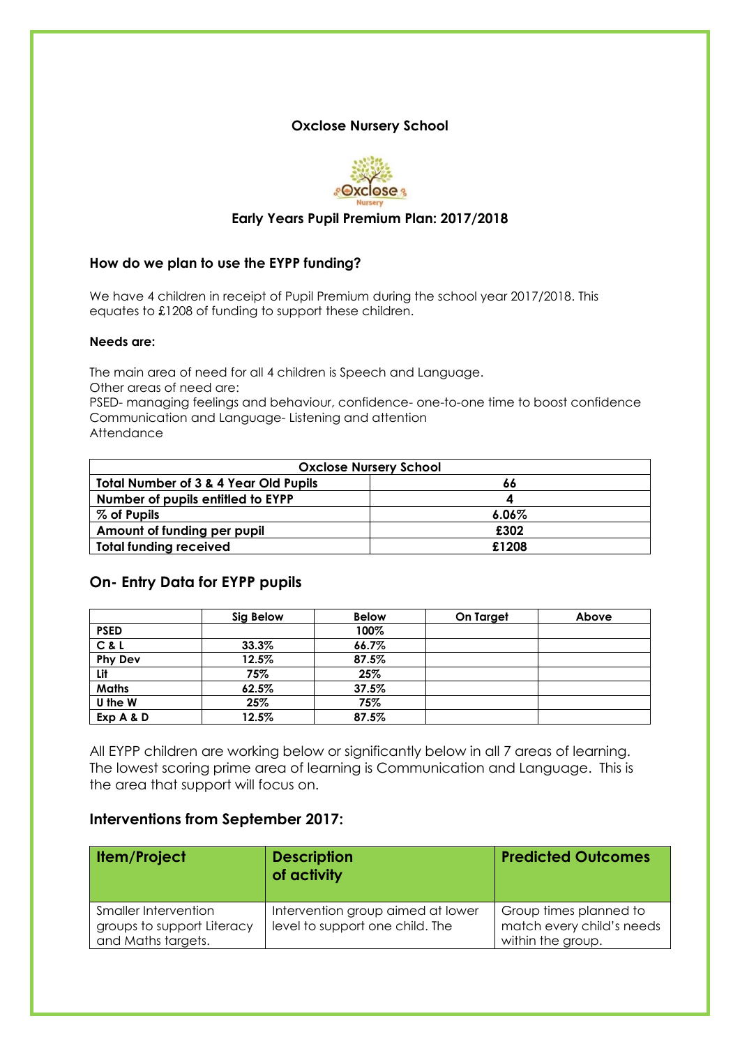## Oxclose Nursery School

## Early Years Pupil Premium Plan: 2017/2018

### How do we plan to use the EYPP funding?

We have 4 children in receipt of Pupil Premium during the school year 2017/2018. This equates to £1208 of funding to support these children.

**Needs are:**

The main area of need for all 4 children is Speech and Language.
Other areas of need are:
PSED- managing feelings and behaviour, confidence- one-to-one time to boost confidence
Communication and Language- Listening and attention
Attendance

| Oxclose Nursery School | |
|---|---|
| **Total Number of 3 & 4 Year Old Pupils** | **66** |
| **Number of pupils entitled to EYPP** | **4** |
| **% of Pupils** | **6.06%** |
| **Amount of funding per pupil** | **£302** |
| **Total funding received** | **£1208** |

### On- Entry Data for EYPP pupils

| | Sig Below | Below | On Target | Above |
|---|---|---|---|---|
| **PSED** | | **100%** | | |
| **C & L** | **33.3%** | **66.7%** | | |
| **Phy Dev** | **12.5%** | **87.5%** | | |
| **Lit** | **75%** | **25%** | | |
| **Maths** | **62.5%** | **37.5%** | | |
| **U the W** | **25%** | **75%** | | |
| **Exp A & D** | **12.5%** | **87.5%** | | |

All EYPP children are working below or significantly below in all 7 areas of learning. The lowest scoring prime area of learning is Communication and Language. This is the area that support will focus on.

### Interventions from September 2017:

| Item/Project | Description of activity | Predicted Outcomes |
|---|---|---|
| Smaller Intervention groups to support Literacy and Maths targets. | Intervention group aimed at lower level to support one child. The | Group times planned to match every child's needs within the group. |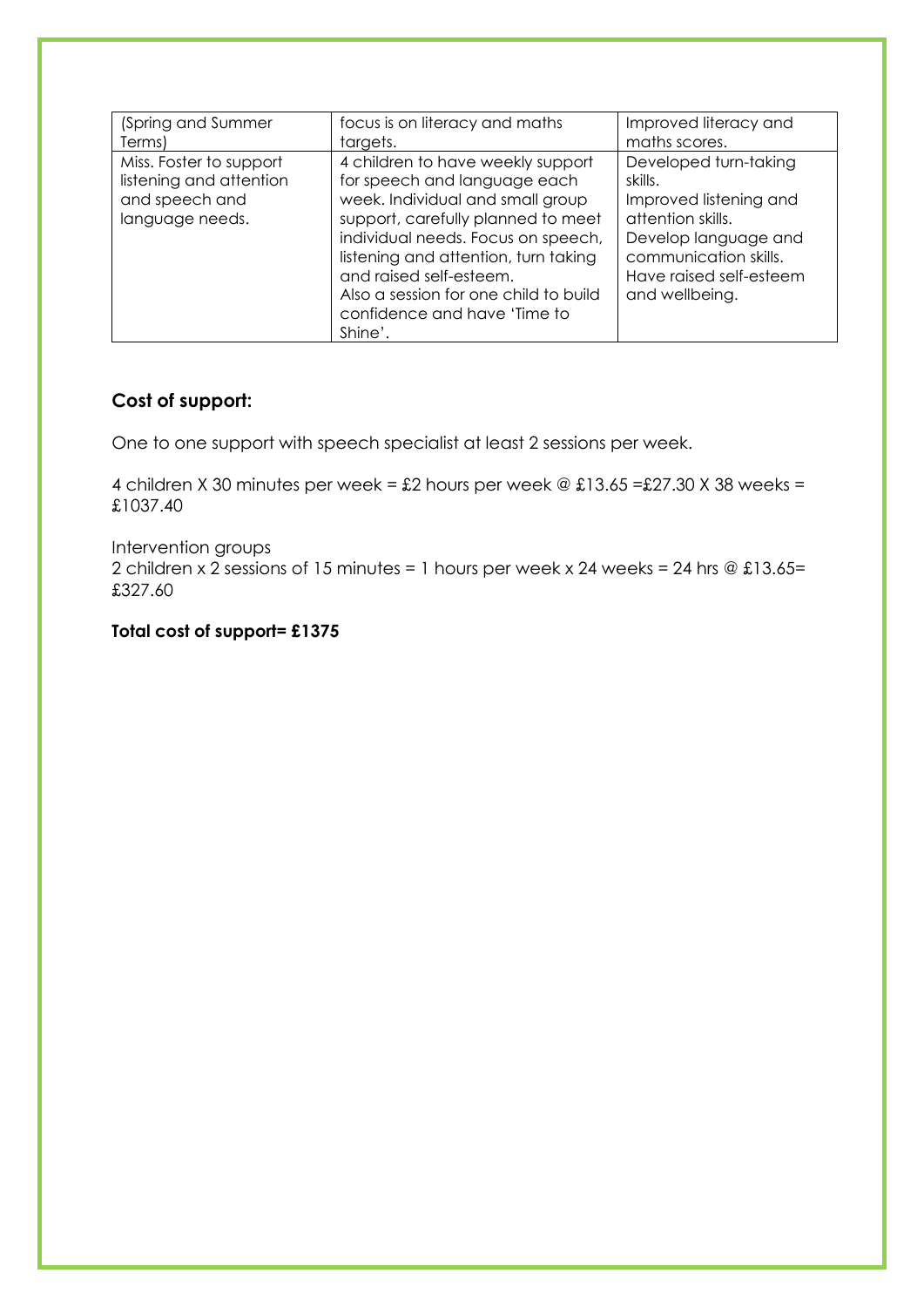| | | |
|---|---|---|
| (Spring and Summer Terms) | focus is on literacy and maths targets. | Improved literacy and maths scores. |
| Miss. Foster to support listening and attention and speech and language needs. | 4 children to have weekly support for speech and language each week. Individual and small group support, carefully planned to meet individual needs. Focus on speech, listening and attention, turn taking and raised self-esteem.<br>Also a session for one child to build confidence and have 'Time to Shine'. | Developed turn-taking skills.<br>Improved listening and attention skills.<br>Develop language and communication skills.<br>Have raised self-esteem and wellbeing. |

### Cost of support:

One to one support with speech specialist at least 2 sessions per week.

4 children X 30 minutes per week = £2 hours per week @ £13.65 =£27.30 X 38 weeks = £1037.40

Intervention groups
2 children x 2 sessions of 15 minutes = 1 hours per week x 24 weeks = 24 hrs @ £13.65= £327.60

**Total cost of support= £1375**